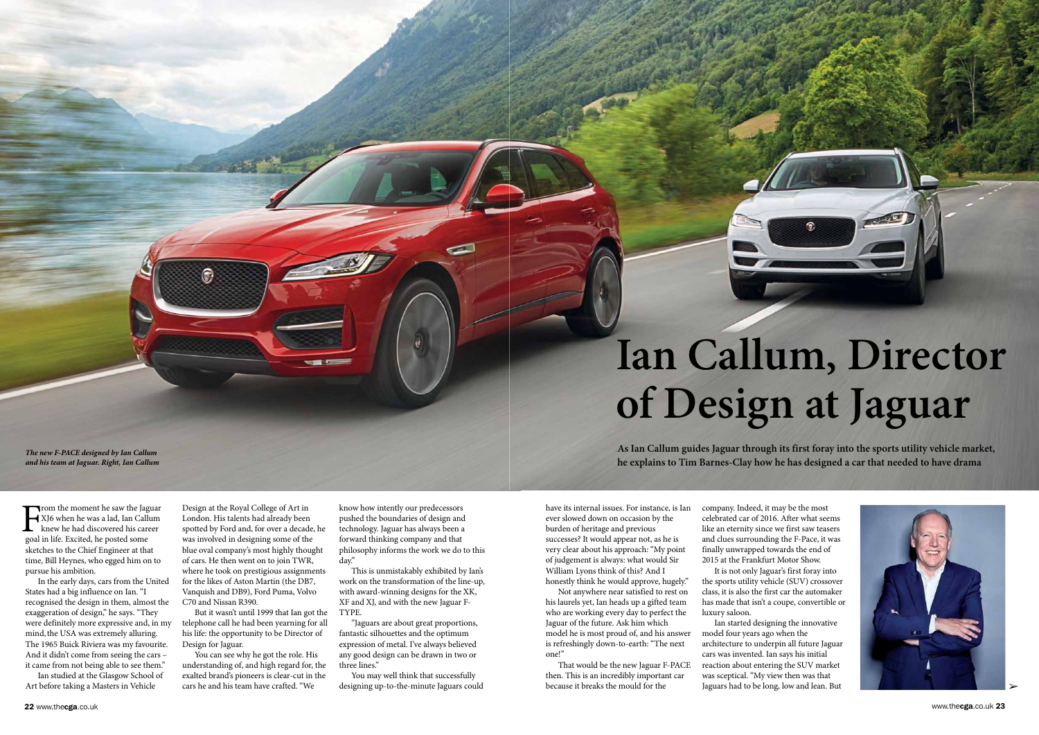# Ian Callum, Director of Design at Jaguar

**As Ian Callum guides Jaguar through its first foray into the sports utility vehicle market, he explains to Tim Barnes-Clay how he has designed a car that needed to have drama**

***The new F-PACE designed by Ian Callum and his team at Jaguar. Right, Ian Callum***

From the moment he saw the Jaguar XJ6 when he was a lad, Ian Callum knew he had discovered his career goal in life. Excited, he posted some sketches to the Chief Engineer at that time, Bill Heynes, who egged him on to pursue his ambition.

In the early days, cars from the United States had a big influence on Ian. "I recognised the design in them, almost the exaggeration of design," he says. "They were definitely more expressive and, in my mind, the USA was extremely alluring. The 1965 Buick Riviera was my favourite. And it didn't come from seeing the cars – it came from not being able to see them."

Ian studied at the Glasgow School of Art before taking a Masters in Vehicle Design at the Royal College of Art in London. His talents had already been spotted by Ford and, for over a decade, he was involved in designing some of the blue oval company's most highly thought of cars. He then went on to join TWR, where he took on prestigious assignments for the likes of Aston Martin (the DB7, Vanquish and DB9), Ford Puma, Volvo C70 and Nissan R390.

But it wasn't until 1999 that Ian got the telephone call he had been yearning for all his life: the opportunity to be Director of Design for Jaguar.

You can see why he got the role. His understanding of, and high regard for, the exalted brand's pioneers is clear-cut in the cars he and his team have crafted. "We know how intently our predecessors pushed the boundaries of design and technology. Jaguar has always been a forward thinking company and that philosophy informs the work we do to this day."

This is unmistakably exhibited by Ian's work on the transformation of the line-up, with award-winning designs for the XK, XF and XJ, and with the new Jaguar F-TYPE.

"Jaguars are about great proportions, fantastic silhouettes and the optimum expression of metal. I've always believed any good design can be drawn in two or three lines."

You may well think that successfully designing up-to-the-minute Jaguars could have its internal issues. For instance, is Ian ever slowed down on occasion by the burden of heritage and previous successes? It would appear not, as he is very clear about his approach: "My point of judgement is always: what would Sir William Lyons think of this? And I honestly think he would approve, hugely."

Not anywhere near satisfied to rest on his laurels yet, Ian heads up a gifted team who are working every day to perfect the Jaguar of the future. Ask him which model he is most proud of, and his answer is refreshingly down-to-earth: "The next one!"

That would be the new Jaguar F-PACE then. This is an incredibly important car because it breaks the mould for the company. Indeed, it may be the most celebrated car of 2016. After what seems like an eternity since we first saw teasers and clues surrounding the F-Pace, it was finally unwrapped towards the end of 2015 at the Frankfurt Motor Show.

It is not only Jaguar's first foray into the sports utility vehicle (SUV) crossover class, it is also the first car the automaker has made that isn't a coupe, convertible or luxury saloon.

Ian started designing the innovative model four years ago when the architecture to underpin all future Jaguar cars was invented. Ian says his initial reaction about entering the SUV market was sceptical. "My view then was that Jaguars had to be long, low and lean. But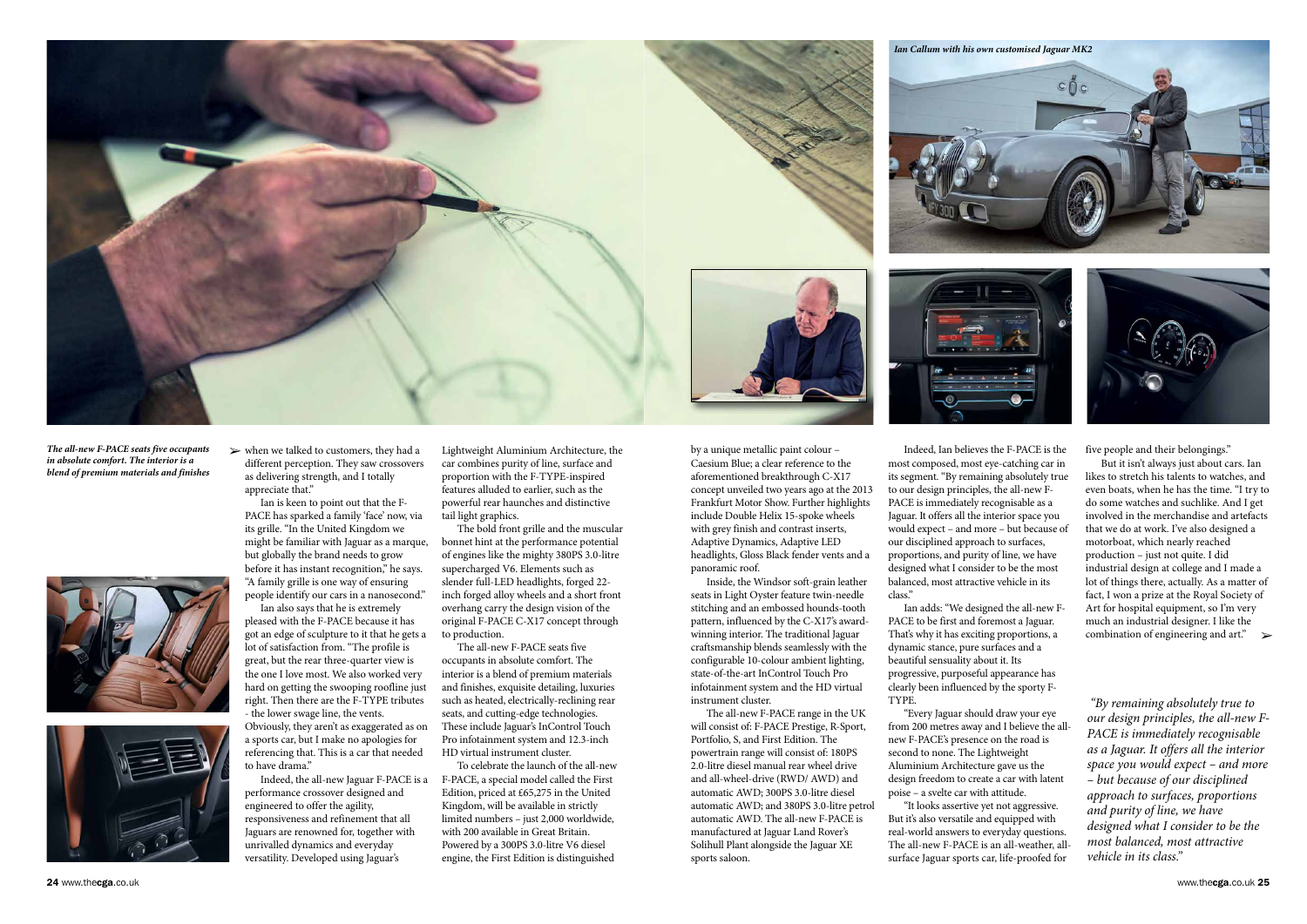*Ian Callum with his own customised Jaguar MK2*

*The all-new F-PACE seats five occupants in absolute comfort. The interior is a blend of premium materials and finishes*

when we talked to customers, they had a different perception. They saw crossovers as delivering strength, and I totally appreciate that."

Ian is keen to point out that the F-PACE has sparked a family 'face' now, via its grille. "In the United Kingdom we might be familiar with Jaguar as a marque, but globally the brand needs to grow before it has instant recognition," he says. "A family grille is one way of ensuring people identify our cars in a nanosecond."

Ian also says that he is extremely pleased with the F-PACE because it has got an edge of sculpture to it that he gets a lot of satisfaction from. "The profile is great, but the rear three-quarter view is the one I love most. We also worked very hard on getting the swooping roofline just right. Then there are the F-TYPE tributes - the lower swage line, the vents. Obviously, they aren't as exaggerated as on a sports car, but I make no apologies for referencing that. This is a car that needed to have drama."

Indeed, the all-new Jaguar F-PACE is a performance crossover designed and engineered to offer the agility, responsiveness and refinement that all Jaguars are renowned for, together with unrivalled dynamics and everyday versatility. Developed using Jaguar's Lightweight Aluminium Architecture, the car combines purity of line, surface and proportion with the F-TYPE-inspired features alluded to earlier, such as the powerful rear haunches and distinctive tail light graphics.

The bold front grille and the muscular bonnet hint at the performance potential of engines like the mighty 380PS 3.0-litre supercharged V6. Elements such as slender full-LED headlights, forged 22-inch forged alloy wheels and a short front overhang carry the design vision of the original F-PACE C-X17 concept through to production.

The all-new F-PACE seats five occupants in absolute comfort. The interior is a blend of premium materials and finishes, exquisite detailing, luxuries such as heated, electrically-reclining rear seats, and cutting-edge technologies. These include Jaguar's InControl Touch Pro infotainment system and 12.3-inch HD virtual instrument cluster.

To celebrate the launch of the all-new F-PACE, a special model called the First Edition, priced at £65,275 in the United Kingdom, will be available in strictly limited numbers – just 2,000 worldwide, with 200 available in Great Britain. Powered by a 300PS 3.0-litre V6 diesel engine, the First Edition is distinguished by a unique metallic paint colour – Caesium Blue; a clear reference to the aforementioned breakthrough C-X17 concept unveiled two years ago at the 2013 Frankfurt Motor Show. Further highlights include Double Helix 15-spoke wheels with grey finish and contrast inserts, Adaptive Dynamics, Adaptive LED headlights, Gloss Black fender vents and a panoramic roof.

Inside, the Windsor soft-grain leather seats in Light Oyster feature twin-needle stitching and an embossed hounds-tooth pattern, influenced by the C-X17's award-winning interior. The traditional Jaguar craftsmanship blends seamlessly with the configurable 10-colour ambient lighting, state-of-the-art InControl Touch Pro infotainment system and the HD virtual instrument cluster.

The all-new F-PACE range in the UK will consist of: F-PACE Prestige, R-Sport, Portfolio, S, and First Edition. The powertrain range will consist of: 180PS 2.0-litre diesel manual rear wheel drive and all-wheel-drive (RWD/ AWD) and automatic AWD; 300PS 3.0-litre diesel automatic AWD; and 380PS 3.0-litre petrol automatic AWD. The all-new F-PACE is manufactured at Jaguar Land Rover's Solihull Plant alongside the Jaguar XE sports saloon.

Indeed, Ian believes the F-PACE is the most composed, most eye-catching car in its segment. "By remaining absolutely true to our design principles, the all-new F-PACE is immediately recognisable as a Jaguar. It offers all the interior space you would expect – and more – but because of our disciplined approach to surfaces, proportions and purity of line, we have designed what I consider to be the most balanced, most attractive vehicle in its class."

Ian adds: "We designed the all-new F-PACE to be first and foremost a Jaguar. That's why it has exciting proportions, a dynamic stance, pure surfaces and a beautiful sensuality about it. Its progressive, purposeful appearance has clearly been influenced by the sporty F-TYPE.

"Every Jaguar should draw your eye from 200 metres away and I believe the all-new F-PACE's presence on the road is second to none. The Lightweight Aluminium Architecture gave us the design freedom to create a car with latent poise – a svelte car with attitude.

"It looks assertive yet not aggressive. But it's also versatile and equipped with real-world answers to everyday questions. The all-new F-PACE is an all-weather, all-surface Jaguar sports car, life-proofed for five people and their belongings."

But it isn't always just about cars. Ian likes to stretch his talents to watches, and even boats, when he has the time. "I try to do some watches and suchlike. And I get involved in the merchandise and artefacts that we do at work. I've also designed a motorboat, which nearly reached production – just not quite. I did industrial design at college and I made a lot of things there, actually. As a matter of fact, I won a prize at the Royal Society of Art for hospital equipment, so I'm very much an industrial designer. I like the combination of engineering and art."

*"By remaining absolutely true to our design principles, the all-new F-PACE is immediately recognisable as a Jaguar. It offers all the interior space you would expect – and more – but because of our disciplined approach to surfaces, proportions and purity of line, we have designed what I consider to be the most balanced, most attractive vehicle in its class."*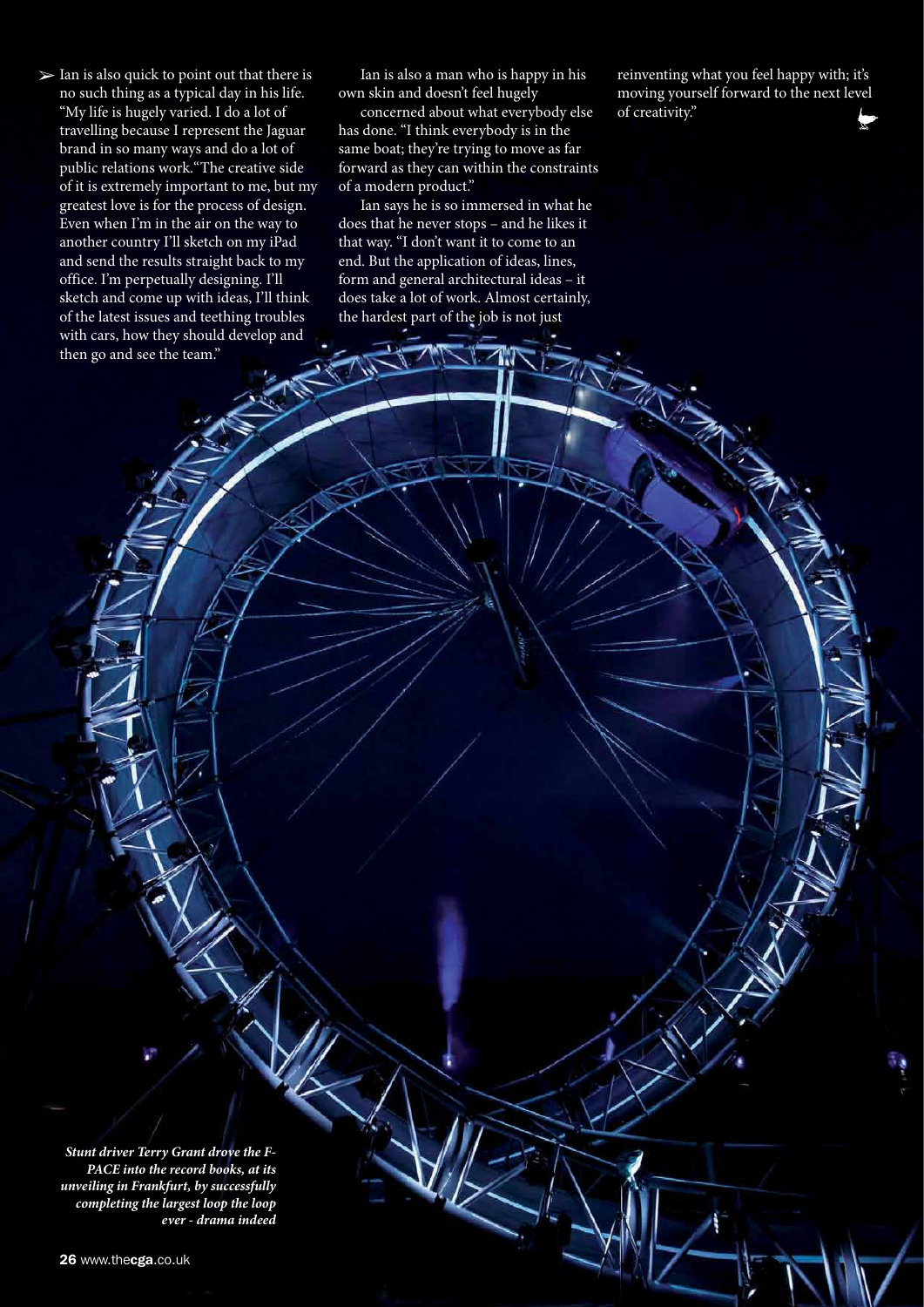Ian is also quick to point out that there is no such thing as a typical day in his life. "My life is hugely varied. I do a lot of travelling because I represent the Jaguar brand in so many ways and do a lot of public relations work."The creative side of it is extremely important to me, but my greatest love is for the process of design. Even when I'm in the air on the way to another country I'll sketch on my iPad and send the results straight back to my office. I'm perpetually designing. I'll sketch and come up with ideas, I'll think of the latest issues and teething troubles with cars, how they should develop and then go and see the team."

Ian is also a man who is happy in his own skin and doesn't feel hugely concerned about what everybody else has done. "I think everybody is in the same boat; they're trying to move as far forward as they can within the constraints of a modern product."

Ian says he is so immersed in what he does that he never stops – and he likes it that way. "I don't want it to come to an end. But the application of ideas, lines, form and general architectural ideas – it does take a lot of work. Almost certainly, the hardest part of the job is not just reinventing what you feel happy with; it's moving yourself forward to the next level of creativity."

*Stunt driver Terry Grant drove the F-PACE into the record books, at its unveiling in Frankfurt, by successfully completing the largest loop the loop ever - drama indeed*